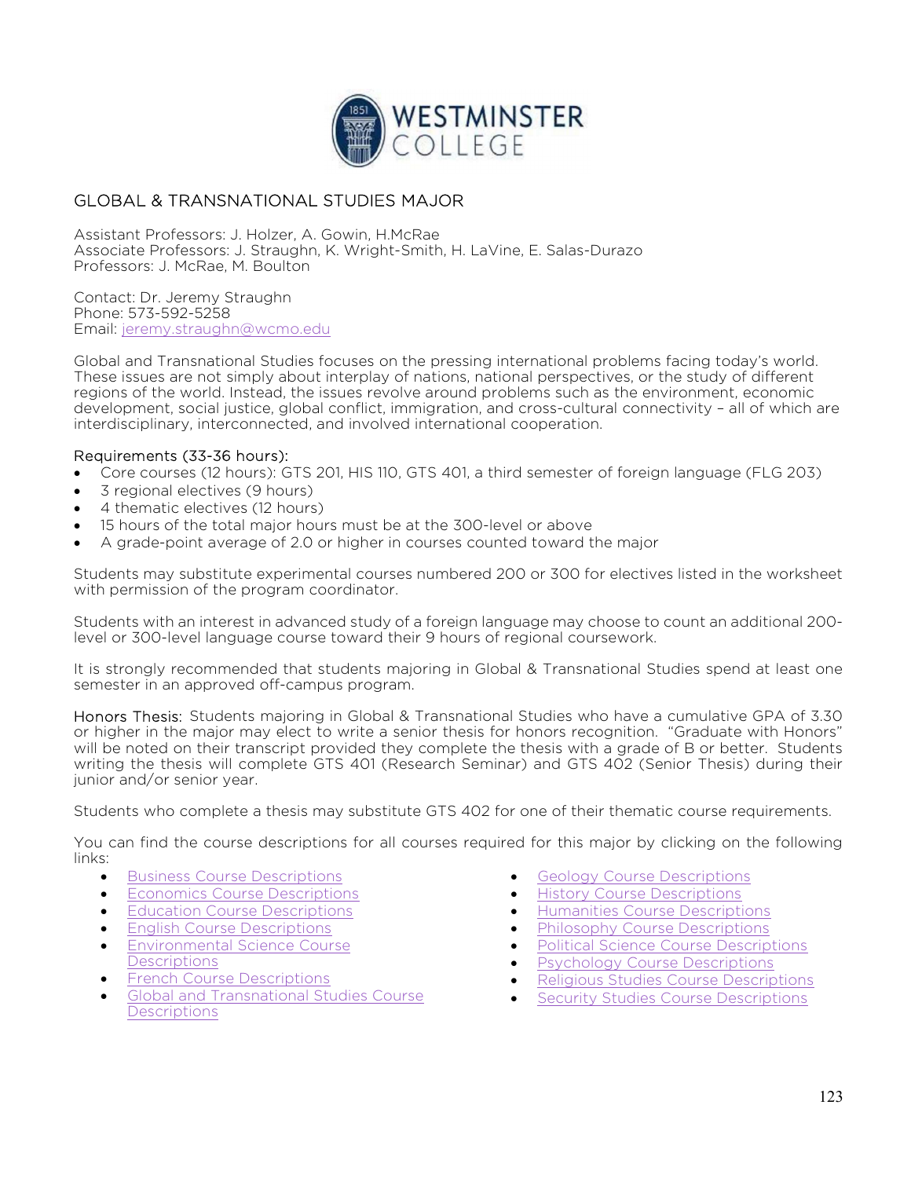# GLOBAL & TRANSNATIONAL STUDIES MAJOR

Assistant Professors: J. Holzer, A. Gowin, H.McRae
Associate Professors: J. Straughn, K. Wright-Smith, H. LaVine, E. Salas-Durazo
Professors: J. McRae, M. Boulton

Contact: Dr. Jeremy Straughn
Phone: 573-592-5258
Email: jeremy.straughn@wcmo.edu

Global and Transnational Studies focuses on the pressing international problems facing today's world. These issues are not simply about interplay of nations, national perspectives, or the study of different regions of the world. Instead, the issues revolve around problems such as the environment, economic development, social justice, global conflict, immigration, and cross-cultural connectivity – all of which are interdisciplinary, interconnected, and involved international cooperation.

## Requirements (33-36 hours):

- Core courses (12 hours): GTS 201, HIS 110, GTS 401, a third semester of foreign language (FLG 203)
- 3 regional electives (9 hours)
- 4 thematic electives (12 hours)
- 15 hours of the total major hours must be at the 300-level or above
- A grade-point average of 2.0 or higher in courses counted toward the major

Students may substitute experimental courses numbered 200 or 300 for electives listed in the worksheet with permission of the program coordinator.

Students with an interest in advanced study of a foreign language may choose to count an additional 200-level or 300-level language course toward their 9 hours of regional coursework.

It is strongly recommended that students majoring in Global & Transnational Studies spend at least one semester in an approved off-campus program.

Honors Thesis: Students majoring in Global & Transnational Studies who have a cumulative GPA of 3.30 or higher in the major may elect to write a senior thesis for honors recognition. "Graduate with Honors" will be noted on their transcript provided they complete the thesis with a grade of B or better. Students writing the thesis will complete GTS 401 (Research Seminar) and GTS 402 (Senior Thesis) during their junior and/or senior year.

Students who complete a thesis may substitute GTS 402 for one of their thematic course requirements.

You can find the course descriptions for all courses required for this major by clicking on the following links:

- Business Course Descriptions
- Economics Course Descriptions
- Education Course Descriptions
- English Course Descriptions
- Environmental Science Course Descriptions
- French Course Descriptions
- Global and Transnational Studies Course Descriptions
- Geology Course Descriptions
- History Course Descriptions
- Humanities Course Descriptions
- Philosophy Course Descriptions
- Political Science Course Descriptions
- Psychology Course Descriptions
- Religious Studies Course Descriptions
- Security Studies Course Descriptions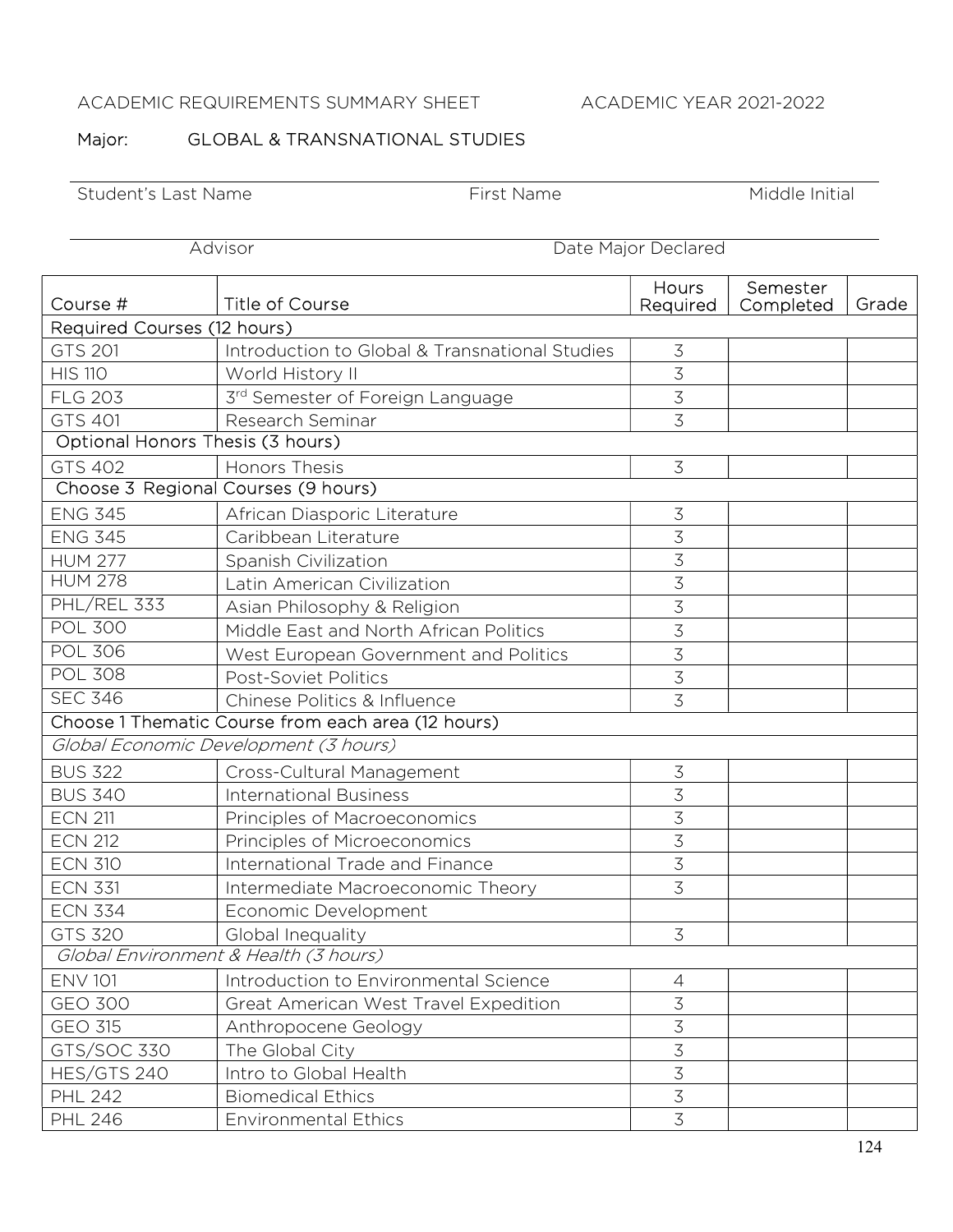ACADEMIC REQUIREMENTS SUMMARY SHEET ACADEMIC YEAR 2021-2022

Major: GLOBAL & TRANSNATIONAL STUDIES

Student's Last Name First Name Middle Initial

Advisor Date Major Declared

| Course # | Title of Course | Hours Required | Semester Completed | Grade |
|---|---|---|---|---|
| Required Courses (12 hours) | | | | |
| GTS 201 | Introduction to Global & Transnational Studies | 3 | | |
| HIS 110 | World History II | 3 | | |
| FLG 203 | 3rd Semester of Foreign Language | 3 | | |
| GTS 401 | Research Seminar | 3 | | |
| Optional Honors Thesis (3 hours) | | | | |
| GTS 402 | Honors Thesis | 3 | | |
| Choose 3 Regional Courses (9 hours) | | | | |
| ENG 345 | African Diasporic Literature | 3 | | |
| ENG 345 | Caribbean Literature | 3 | | |
| HUM 277 | Spanish Civilization | 3 | | |
| HUM 278 | Latin American Civilization | 3 | | |
| PHL/REL 333 | Asian Philosophy & Religion | 3 | | |
| POL 300 | Middle East and North African Politics | 3 | | |
| POL 306 | West European Government and Politics | 3 | | |
| POL 308 | Post-Soviet Politics | 3 | | |
| SEC 346 | Chinese Politics & Influence | 3 | | |
| Choose 1 Thematic Course from each area (12 hours) | | | | |
| *Global Economic Development (3 hours)* | | | | |
| BUS 322 | Cross-Cultural Management | 3 | | |
| BUS 340 | International Business | 3 | | |
| ECN 211 | Principles of Macroeconomics | 3 | | |
| ECN 212 | Principles of Microeconomics | 3 | | |
| ECN 310 | International Trade and Finance | 3 | | |
| ECN 331 | Intermediate Macroeconomic Theory | 3 | | |
| ECN 334 | Economic Development | | | |
| GTS 320 | Global Inequality | 3 | | |
| *Global Environment & Health (3 hours)* | | | | |
| ENV 101 | Introduction to Environmental Science | 4 | | |
| GEO 300 | Great American West Travel Expedition | 3 | | |
| GEO 315 | Anthropocene Geology | 3 | | |
| GTS/SOC 330 | The Global City | 3 | | |
| HES/GTS 240 | Intro to Global Health | 3 | | |
| PHL 242 | Biomedical Ethics | 3 | | |
| PHL 246 | Environmental Ethics | 3 | | |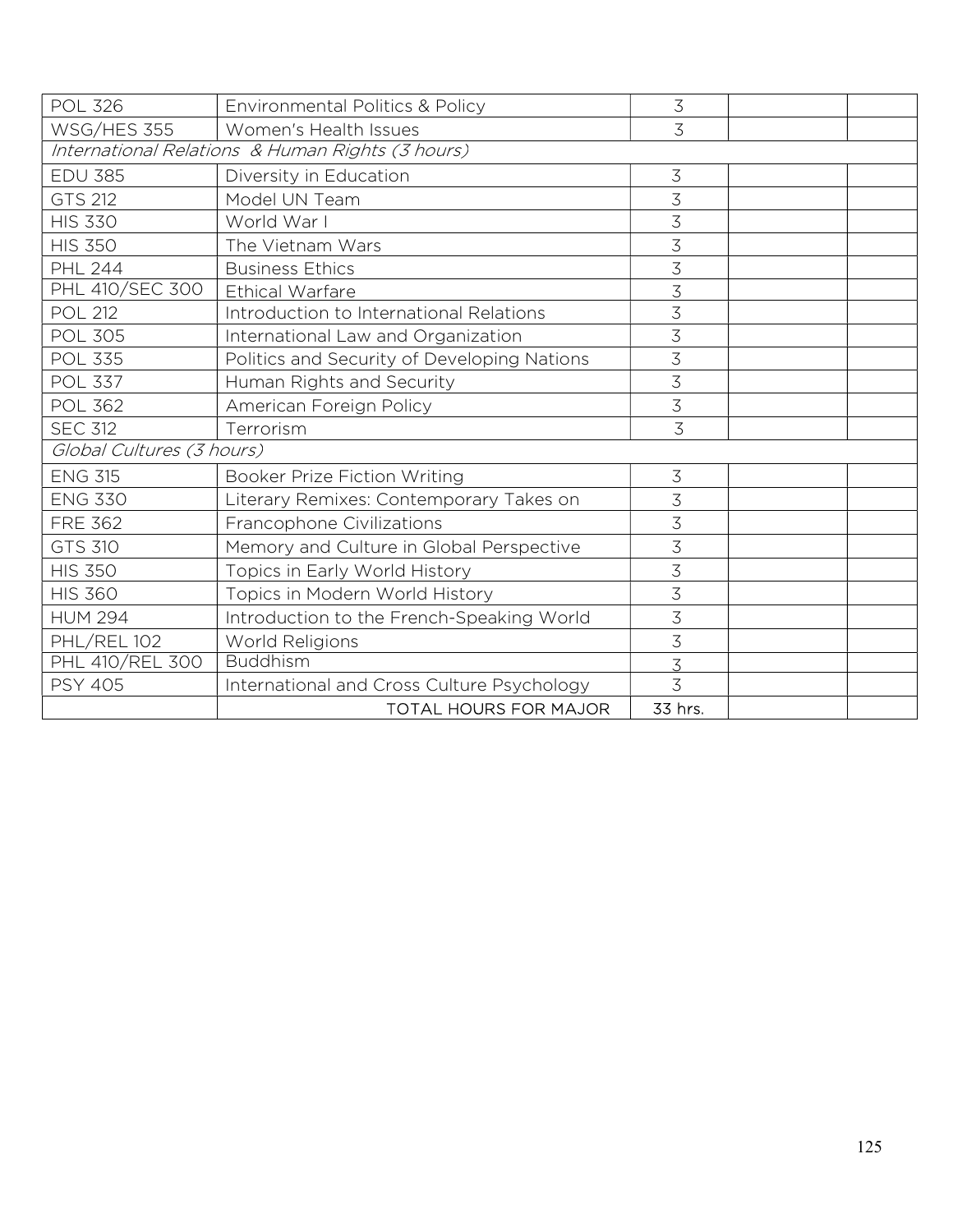| | | | | |
|---|---|---|---|---|
| POL 326 | Environmental Politics & Policy | 3 | | |
| WSG/HES 355 | Women's Health Issues | 3 | | |
| *International Relations & Human Rights (3 hours)* | | | | |
| EDU 385 | Diversity in Education | 3 | | |
| GTS 212 | Model UN Team | 3 | | |
| HIS 330 | World War I | 3 | | |
| HIS 350 | The Vietnam Wars | 3 | | |
| PHL 244 | Business Ethics | 3 | | |
| PHL 410/SEC 300 | Ethical Warfare | 3 | | |
| POL 212 | Introduction to International Relations | 3 | | |
| POL 305 | International Law and Organization | 3 | | |
| POL 335 | Politics and Security of Developing Nations | 3 | | |
| POL 337 | Human Rights and Security | 3 | | |
| POL 362 | American Foreign Policy | 3 | | |
| SEC 312 | Terrorism | 3 | | |
| *Global Cultures (3 hours)* | | | | |
| ENG 315 | Booker Prize Fiction Writing | 3 | | |
| ENG 330 | Literary Remixes: Contemporary Takes on | 3 | | |
| FRE 362 | Francophone Civilizations | 3 | | |
| GTS 310 | Memory and Culture in Global Perspective | 3 | | |
| HIS 350 | Topics in Early World History | 3 | | |
| HIS 360 | Topics in Modern World History | 3 | | |
| HUM 294 | Introduction to the French-Speaking World | 3 | | |
| PHL/REL 102 | World Religions | 3 | | |
| PHL 410/REL 300 | Buddhism | 3 | | |
| PSY 405 | International and Cross Culture Psychology | 3 | | |
| | TOTAL HOURS FOR MAJOR | 33 hrs. | | |